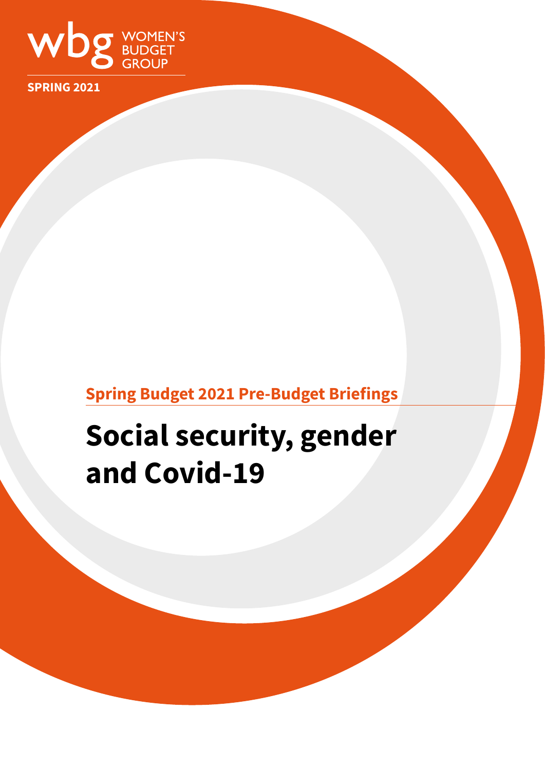wbg WOMEN'S BUDGET GROUP

**SPRING 2021**

Spring Budget 2021 Pre-Budget Briefings

# Social security, gender and Covid-19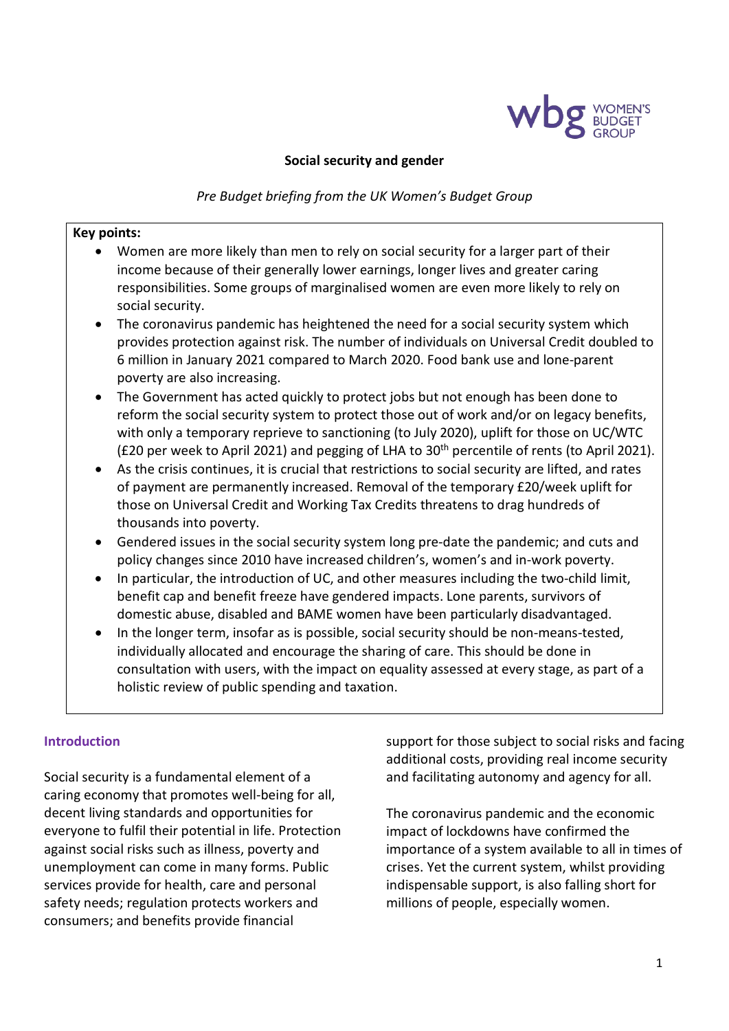## Social security and gender

*Pre Budget briefing from the UK Women's Budget Group*

**Key points:**

- Women are more likely than men to rely on social security for a larger part of their income because of their generally lower earnings, longer lives and greater caring responsibilities. Some groups of marginalised women are even more likely to rely on social security.
- The coronavirus pandemic has heightened the need for a social security system which provides protection against risk. The number of individuals on Universal Credit doubled to 6 million in January 2021 compared to March 2020. Food bank use and lone-parent poverty are also increasing.
- The Government has acted quickly to protect jobs but not enough has been done to reform the social security system to protect those out of work and/or on legacy benefits, with only a temporary reprieve to sanctioning (to July 2020), uplift for those on UC/WTC (£20 per week to April 2021) and pegging of LHA to 30th percentile of rents (to April 2021).
- As the crisis continues, it is crucial that restrictions to social security are lifted, and rates of payment are permanently increased. Removal of the temporary £20/week uplift for those on Universal Credit and Working Tax Credits threatens to drag hundreds of thousands into poverty.
- Gendered issues in the social security system long pre-date the pandemic; and cuts and policy changes since 2010 have increased children's, women's and in-work poverty.
- In particular, the introduction of UC, and other measures including the two-child limit, benefit cap and benefit freeze have gendered impacts. Lone parents, survivors of domestic abuse, disabled and BAME women have been particularly disadvantaged.
- In the longer term, insofar as is possible, social security should be non-means-tested, individually allocated and encourage the sharing of care. This should be done in consultation with users, with the impact on equality assessed at every stage, as part of a holistic review of public spending and taxation.

### Introduction

Social security is a fundamental element of a caring economy that promotes well-being for all, decent living standards and opportunities for everyone to fulfil their potential in life. Protection against social risks such as illness, poverty and unemployment can come in many forms. Public services provide for health, care and personal safety needs; regulation protects workers and consumers; and benefits provide financial support for those subject to social risks and facing additional costs, providing real income security and facilitating autonomy and agency for all.

The coronavirus pandemic and the economic impact of lockdowns have confirmed the importance of a system available to all in times of crises. Yet the current system, whilst providing indispensable support, is also falling short for millions of people, especially women.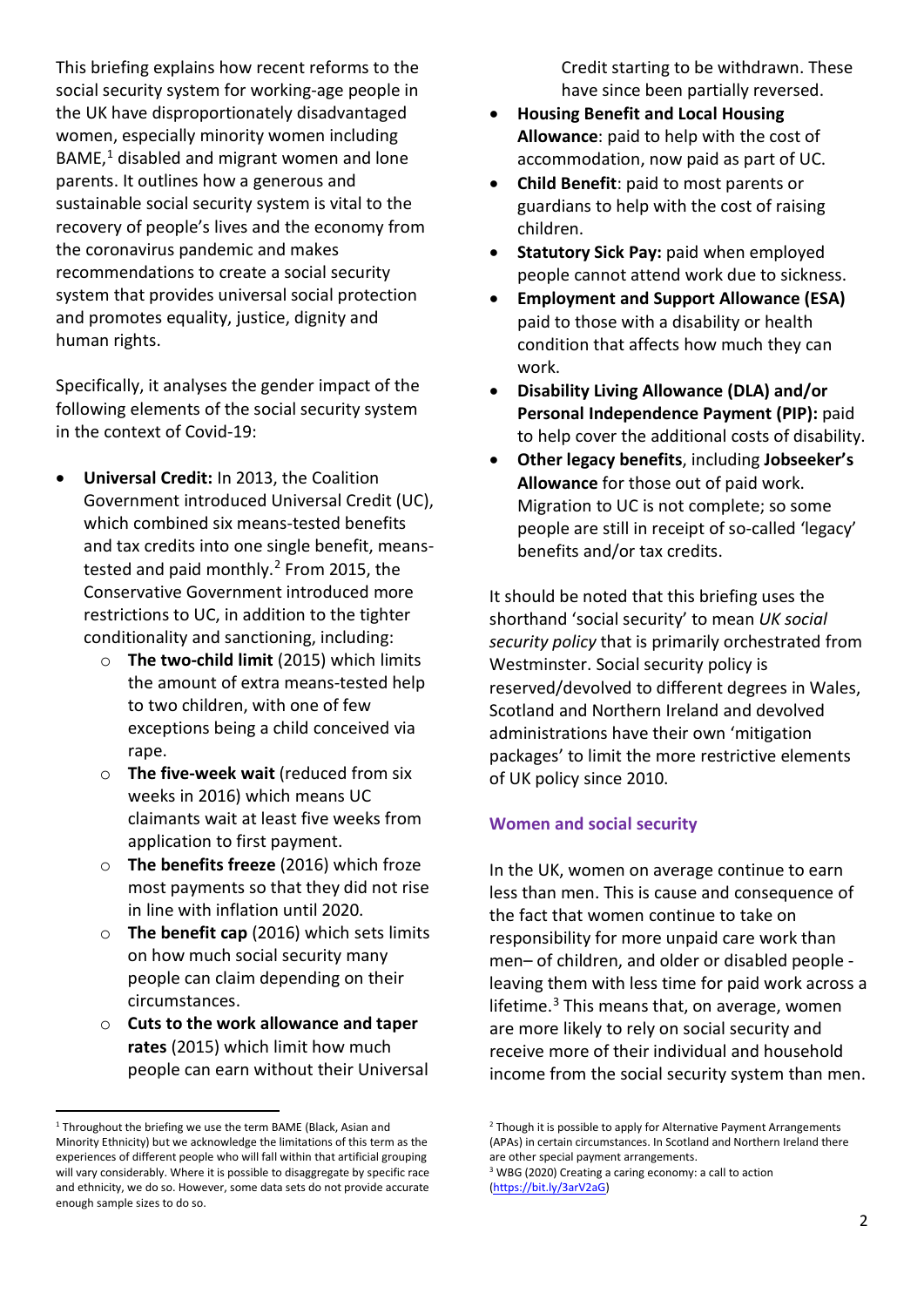This briefing explains how recent reforms to the social security system for working-age people in the UK have disproportionately disadvantaged women, especially minority women including BAME,[1] disabled and migrant women and lone parents. It outlines how a generous and sustainable social security system is vital to the recovery of people's lives and the economy from the coronavirus pandemic and makes recommendations to create a social security system that provides universal social protection and promotes equality, justice, dignity and human rights.

Specifically, it analyses the gender impact of the following elements of the social security system in the context of Covid-19:

- **Universal Credit:** In 2013, the Coalition Government introduced Universal Credit (UC), which combined six means-tested benefits and tax credits into one single benefit, means-tested and paid monthly.[2] From 2015, the Conservative Government introduced more restrictions to UC, in addition to the tighter conditionality and sanctioning, including:
  - **The two-child limit** (2015) which limits the amount of extra means-tested help to two children, with one of few exceptions being a child conceived via rape.
  - **The five-week wait** (reduced from six weeks in 2016) which means UC claimants wait at least five weeks from application to first payment.
  - **The benefits freeze** (2016) which froze most payments so that they did not rise in line with inflation until 2020.
  - **The benefit cap** (2016) which sets limits on how much social security many people can claim depending on their circumstances.
  - **Cuts to the work allowance and taper rates** (2015) which limit how much people can earn without their Universal Credit starting to be withdrawn. These have since been partially reversed.
- **Housing Benefit and Local Housing Allowance**: paid to help with the cost of accommodation, now paid as part of UC.
- **Child Benefit**: paid to most parents or guardians to help with the cost of raising children.
- **Statutory Sick Pay:** paid when employed people cannot attend work due to sickness.
- **Employment and Support Allowance (ESA)** paid to those with a disability or health condition that affects how much they can work.
- **Disability Living Allowance (DLA) and/or Personal Independence Payment (PIP):** paid to help cover the additional costs of disability.
- **Other legacy benefits**, including **Jobseeker's Allowance** for those out of paid work. Migration to UC is not complete; so some people are still in receipt of so-called 'legacy' benefits and/or tax credits.

It should be noted that this briefing uses the shorthand 'social security' to mean *UK social security policy* that is primarily orchestrated from Westminster. Social security policy is reserved/devolved to different degrees in Wales, Scotland and Northern Ireland and devolved administrations have their own 'mitigation packages' to limit the more restrictive elements of UK policy since 2010.

## Women and social security

In the UK, women on average continue to earn less than men. This is cause and consequence of the fact that women continue to take on responsibility for more unpaid care work than men– of children, and older or disabled people - leaving them with less time for paid work across a lifetime.[3] This means that, on average, women are more likely to rely on social security and receive more of their individual and household income from the social security system than men.

---

[1] Throughout the briefing we use the term BAME (Black, Asian and Minority Ethnicity) but we acknowledge the limitations of this term as the experiences of different people who will fall within that artificial grouping will vary considerably. Where it is possible to disaggregate by specific race and ethnicity, we do so. However, some data sets do not provide accurate enough sample sizes to do so.

[2] Though it is possible to apply for Alternative Payment Arrangements (APAs) in certain circumstances. In Scotland and Northern Ireland there are other special payment arrangements.

[3] WBG (2020) Creating a caring economy: a call to action (https://bit.ly/3arV2aG)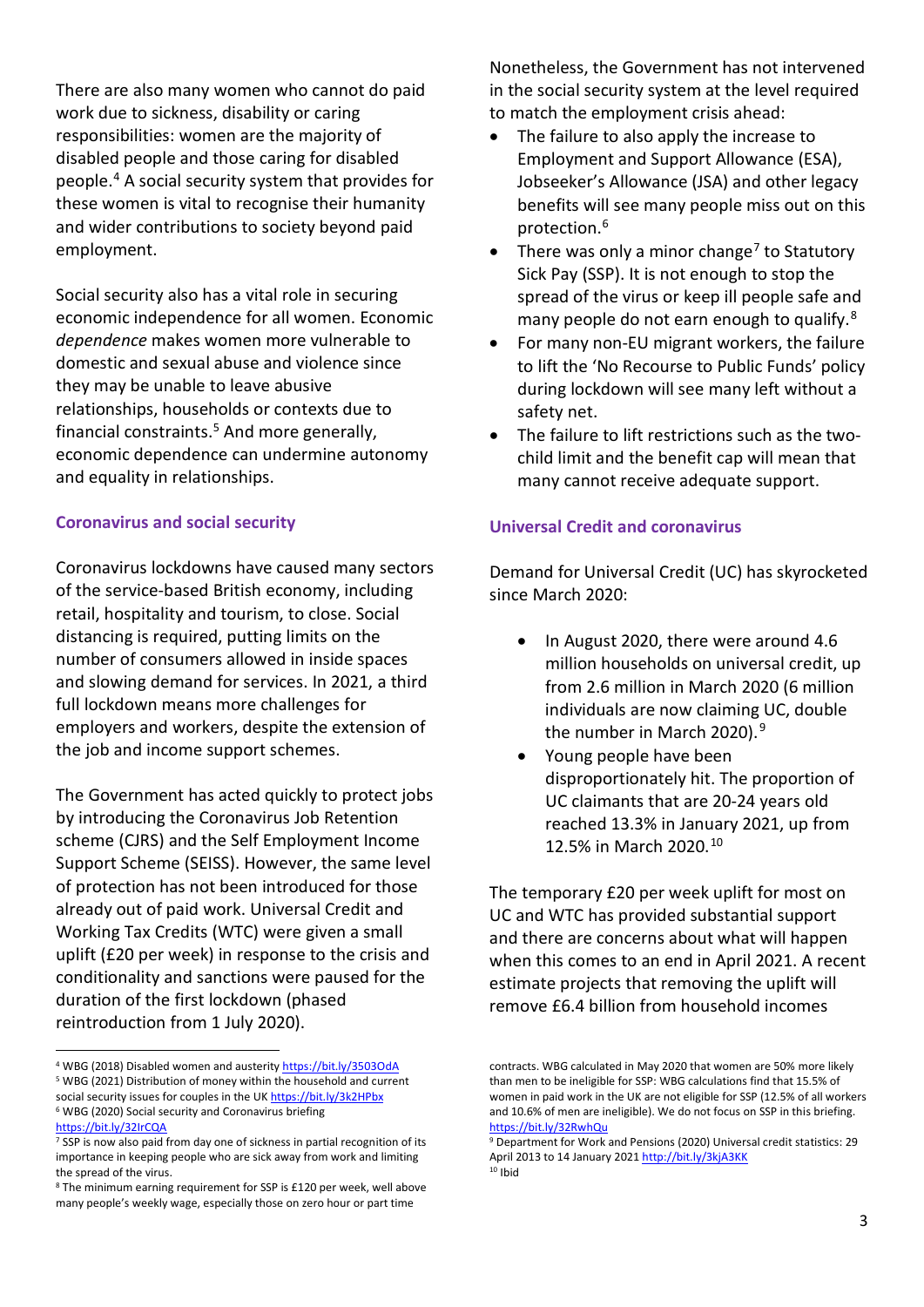There are also many women who cannot do paid work due to sickness, disability or caring responsibilities: women are the majority of disabled people and those caring for disabled people.[4] A social security system that provides for these women is vital to recognise their humanity and wider contributions to society beyond paid employment.

Social security also has a vital role in securing economic independence for all women. Economic *dependence* makes women more vulnerable to domestic and sexual abuse and violence since they may be unable to leave abusive relationships, households or contexts due to financial constraints.[5] And more generally, economic dependence can undermine autonomy and equality in relationships.

### Coronavirus and social security

Coronavirus lockdowns have caused many sectors of the service-based British economy, including retail, hospitality and tourism, to close. Social distancing is required, putting limits on the number of consumers allowed in inside spaces and slowing demand for services. In 2021, a third full lockdown means more challenges for employers and workers, despite the extension of the job and income support schemes.

The Government has acted quickly to protect jobs by introducing the Coronavirus Job Retention scheme (CJRS) and the Self Employment Income Support Scheme (SEISS). However, the same level of protection has not been introduced for those already out of paid work. Universal Credit and Working Tax Credits (WTC) were given a small uplift (£20 per week) in response to the crisis and conditionality and sanctions were paused for the duration of the first lockdown (phased reintroduction from 1 July 2020).

Nonetheless, the Government has not intervened in the social security system at the level required to match the employment crisis ahead:

- The failure to also apply the increase to Employment and Support Allowance (ESA), Jobseeker's Allowance (JSA) and other legacy benefits will see many people miss out on this protection.[6]
- There was only a minor change[7] to Statutory Sick Pay (SSP). It is not enough to stop the spread of the virus or keep ill people safe and many people do not earn enough to qualify.[8]
- For many non-EU migrant workers, the failure to lift the 'No Recourse to Public Funds' policy during lockdown will see many left without a safety net.
- The failure to lift restrictions such as the two-child limit and the benefit cap will mean that many cannot receive adequate support.

### Universal Credit and coronavirus

Demand for Universal Credit (UC) has skyrocketed since March 2020:

- In August 2020, there were around 4.6 million households on universal credit, up from 2.6 million in March 2020 (6 million individuals are now claiming UC, double the number in March 2020).[9]
- Young people have been disproportionately hit. The proportion of UC claimants that are 20-24 years old reached 13.3% in January 2021, up from 12.5% in March 2020.[10]

The temporary £20 per week uplift for most on UC and WTC has provided substantial support and there are concerns about what will happen when this comes to an end in April 2021. A recent estimate projects that removing the uplift will remove £6.4 billion from household incomes

---

[4] WBG (2018) Disabled women and austerity https://bit.ly/3503OdA

[5] WBG (2021) Distribution of money within the household and current social security issues for couples in the UK https://bit.ly/3k2HPbx

[6] WBG (2020) Social security and Coronavirus briefing https://bit.ly/32IrCQA

[7] SSP is now also paid from day one of sickness in partial recognition of its importance in keeping people who are sick away from work and limiting the spread of the virus.

[8] The minimum earning requirement for SSP is £120 per week, well above many people's weekly wage, especially those on zero hour or part time contracts. WBG calculated in May 2020 that women are 50% more likely than men to be ineligible for SSP: WBG calculations find that 15.5% of women in paid work in the UK are not eligible for SSP (12.5% of all workers and 10.6% of men are ineligible). We do not focus on SSP in this briefing. https://bit.ly/32RwhQu

[9] Department for Work and Pensions (2020) Universal credit statistics: 29 April 2013 to 14 January 2021 http://bit.ly/3kjA3KK

[10] Ibid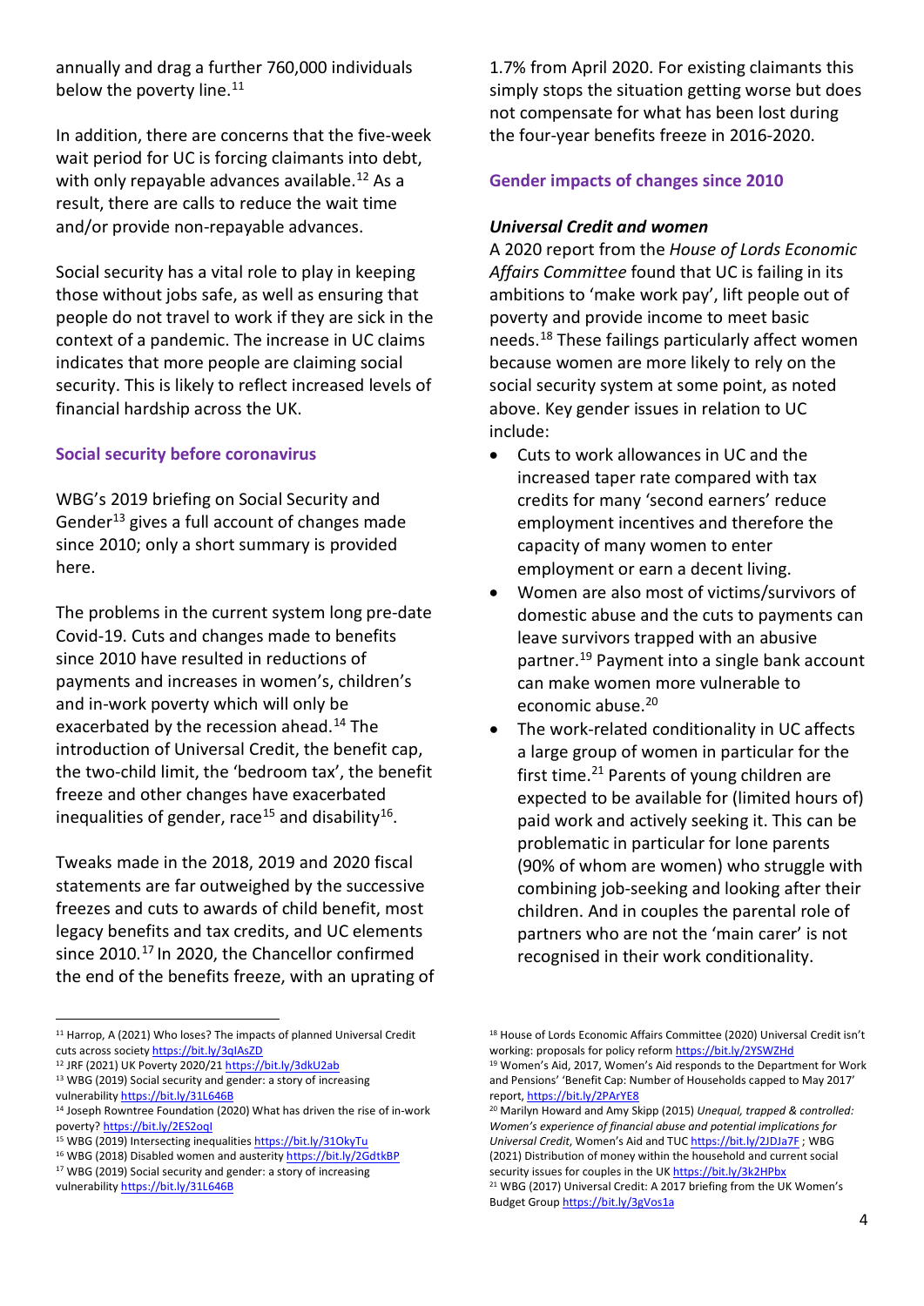annually and drag a further 760,000 individuals below the poverty line.[11]

In addition, there are concerns that the five-week wait period for UC is forcing claimants into debt, with only repayable advances available.[12] As a result, there are calls to reduce the wait time and/or provide non-repayable advances.

Social security has a vital role to play in keeping those without jobs safe, as well as ensuring that people do not travel to work if they are sick in the context of a pandemic. The increase in UC claims indicates that more people are claiming social security. This is likely to reflect increased levels of financial hardship across the UK.

## Social security before coronavirus

WBG's 2019 briefing on Social Security and Gender[13] gives a full account of changes made since 2010; only a short summary is provided here.

The problems in the current system long pre-date Covid-19. Cuts and changes made to benefits since 2010 have resulted in reductions of payments and increases in women's, children's and in-work poverty which will only be exacerbated by the recession ahead.[14] The introduction of Universal Credit, the benefit cap, the two-child limit, the 'bedroom tax', the benefit freeze and other changes have exacerbated inequalities of gender, race[15] and disability[16].

Tweaks made in the 2018, 2019 and 2020 fiscal statements are far outweighed by the successive freezes and cuts to awards of child benefit, most legacy benefits and tax credits, and UC elements since 2010.[17] In 2020, the Chancellor confirmed the end of the benefits freeze, with an uprating of 1.7% from April 2020. For existing claimants this simply stops the situation getting worse but does not compensate for what has been lost during the four-year benefits freeze in 2016-2020.

## Gender impacts of changes since 2010

### *Universal Credit and women*

A 2020 report from the *House of Lords Economic Affairs Committee* found that UC is failing in its ambitions to 'make work pay', lift people out of poverty and provide income to meet basic needs.[18] These failings particularly affect women because women are more likely to rely on the social security system at some point, as noted above. Key gender issues in relation to UC include:

- Cuts to work allowances in UC and the increased taper rate compared with tax credits for many 'second earners' reduce employment incentives and therefore the capacity of many women to enter employment or earn a decent living.
- Women are also most of victims/survivors of domestic abuse and the cuts to payments can leave survivors trapped with an abusive partner.[19] Payment into a single bank account can make women more vulnerable to economic abuse.[20]
- The work-related conditionality in UC affects a large group of women in particular for the first time.[21] Parents of young children are expected to be available for (limited hours of) paid work and actively seeking it. This can be problematic in particular for lone parents (90% of whom are women) who struggle with combining job-seeking and looking after their children. And in couples the parental role of partners who are not the 'main carer' is not recognised in their work conditionality.

---

[11] Harrop, A (2021) Who loses? The impacts of planned Universal Credit cuts across society https://bit.ly/3qIAsZD

[12] JRF (2021) UK Poverty 2020/21 https://bit.ly/3dkU2ab

[13] WBG (2019) Social security and gender: a story of increasing vulnerability https://bit.ly/31L646B

[14] Joseph Rowntree Foundation (2020) What has driven the rise of in-work poverty? https://bit.ly/2ES2oqI

[15] WBG (2019) Intersecting inequalities https://bit.ly/31OkyTu

[16] WBG (2018) Disabled women and austerity https://bit.ly/2GdtkBP

[17] WBG (2019) Social security and gender: a story of increasing vulnerability https://bit.ly/31L646B

[18] House of Lords Economic Affairs Committee (2020) Universal Credit isn't working: proposals for policy reform https://bit.ly/2YSWZHd

[19] Women's Aid, 2017, Women's Aid responds to the Department for Work and Pensions' 'Benefit Cap: Number of Households capped to May 2017' report, https://bit.ly/2PArYE8

[20] Marilyn Howard and Amy Skipp (2015) *Unequal, trapped & controlled: Women's experience of financial abuse and potential implications for Universal Credit*, Women's Aid and TUC https://bit.ly/2JDJa7F ; WBG (2021) Distribution of money within the household and current social security issues for couples in the UK https://bit.ly/3k2HPbx

[21] WBG (2017) Universal Credit: A 2017 briefing from the UK Women's Budget Group https://bit.ly/3gVos1a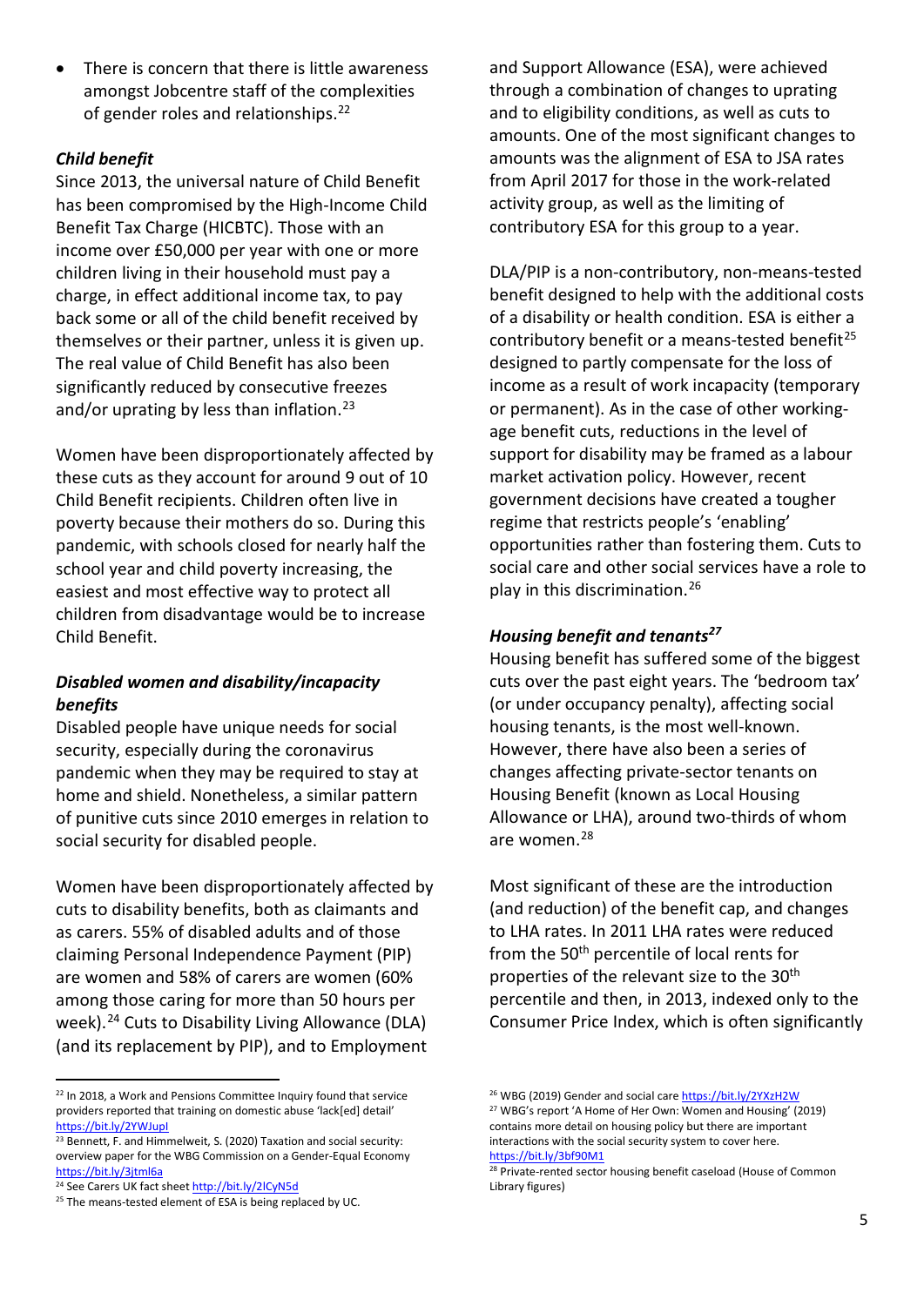- There is concern that there is little awareness amongst Jobcentre staff of the complexities of gender roles and relationships.[22]

***Child benefit***

Since 2013, the universal nature of Child Benefit has been compromised by the High-Income Child Benefit Tax Charge (HICBTC). Those with an income over £50,000 per year with one or more children living in their household must pay a charge, in effect additional income tax, to pay back some or all of the child benefit received by themselves or their partner, unless it is given up. The real value of Child Benefit has also been significantly reduced by consecutive freezes and/or uprating by less than inflation.[23]

Women have been disproportionately affected by these cuts as they account for around 9 out of 10 Child Benefit recipients. Children often live in poverty because their mothers do so. During this pandemic, with schools closed for nearly half the school year and child poverty increasing, the easiest and most effective way to protect all children from disadvantage would be to increase Child Benefit.

***Disabled women and disability/incapacity benefits***

Disabled people have unique needs for social security, especially during the coronavirus pandemic when they may be required to stay at home and shield. Nonetheless, a similar pattern of punitive cuts since 2010 emerges in relation to social security for disabled people.

Women have been disproportionately affected by cuts to disability benefits, both as claimants and as carers. 55% of disabled adults and of those claiming Personal Independence Payment (PIP) are women and 58% of carers are women (60% among those caring for more than 50 hours per week).[24] Cuts to Disability Living Allowance (DLA) (and its replacement by PIP), and to Employment and Support Allowance (ESA), were achieved through a combination of changes to uprating and to eligibility conditions, as well as cuts to amounts. One of the most significant changes to amounts was the alignment of ESA to JSA rates from April 2017 for those in the work-related activity group, as well as the limiting of contributory ESA for this group to a year.

DLA/PIP is a non-contributory, non-means-tested benefit designed to help with the additional costs of a disability or health condition. ESA is either a contributory benefit or a means-tested benefit[25] designed to partly compensate for the loss of income as a result of work incapacity (temporary or permanent). As in the case of other working-age benefit cuts, reductions in the level of support for disability may be framed as a labour market activation policy. However, recent government decisions have created a tougher regime that restricts people's 'enabling' opportunities rather than fostering them. Cuts to social care and other social services have a role to play in this discrimination.[26]

***Housing benefit and tenants***[27]

Housing benefit has suffered some of the biggest cuts over the past eight years. The 'bedroom tax' (or under occupancy penalty), affecting social housing tenants, is the most well-known. However, there have also been a series of changes affecting private-sector tenants on Housing Benefit (known as Local Housing Allowance or LHA), around two-thirds of whom are women.[28]

Most significant of these are the introduction (and reduction) of the benefit cap, and changes to LHA rates. In 2011 LHA rates were reduced from the 50th percentile of local rents for properties of the relevant size to the 30th percentile and then, in 2013, indexed only to the Consumer Price Index, which is often significantly

---

[22] In 2018, a Work and Pensions Committee Inquiry found that service providers reported that training on domestic abuse 'lack[ed] detail' https://bit.ly/2YWJupI

[23] Bennett, F. and Himmelweit, S. (2020) Taxation and social security: overview paper for the WBG Commission on a Gender-Equal Economy https://bit.ly/3jtml6a

[24] See Carers UK fact sheet http://bit.ly/2lCyN5d

[25] The means-tested element of ESA is being replaced by UC.

[26] WBG (2019) Gender and social care https://bit.ly/2YXzH2W

[27] WBG's report 'A Home of Her Own: Women and Housing' (2019) contains more detail on housing policy but there are important interactions with the social security system to cover here. https://bit.ly/3bf90M1

[28] Private-rented sector housing benefit caseload (House of Common Library figures)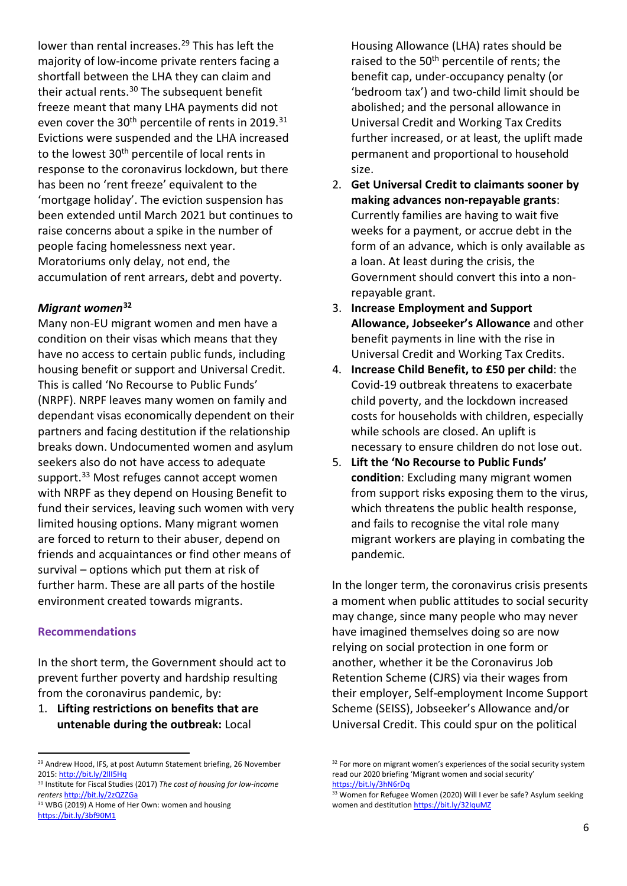lower than rental increases.[29] This has left the majority of low-income private renters facing a shortfall between the LHA they can claim and their actual rents.[30] The subsequent benefit freeze meant that many LHA payments did not even cover the 30th percentile of rents in 2019.[31] Evictions were suspended and the LHA increased to the lowest 30th percentile of local rents in response to the coronavirus lockdown, but there has been no 'rent freeze' equivalent to the 'mortgage holiday'. The eviction suspension has been extended until March 2021 but continues to raise concerns about a spike in the number of people facing homelessness next year. Moratoriums only delay, not end, the accumulation of rent arrears, debt and poverty.

### *Migrant women*[32]

Many non-EU migrant women and men have a condition on their visas which means that they have no access to certain public funds, including housing benefit or support and Universal Credit. This is called 'No Recourse to Public Funds' (NRPF). NRPF leaves many women on family and dependant visas economically dependent on their partners and facing destitution if the relationship breaks down. Undocumented women and asylum seekers also do not have access to adequate support.[33] Most refuges cannot accept women with NRPF as they depend on Housing Benefit to fund their services, leaving such women with very limited housing options. Many migrant women are forced to return to their abuser, depend on friends and acquaintances or find other means of survival – options which put them at risk of further harm. These are all parts of the hostile environment created towards migrants.

## Recommendations

In the short term, the Government should act to prevent further poverty and hardship resulting from the coronavirus pandemic, by:

1. **Lifting restrictions on benefits that are untenable during the outbreak:** Local Housing Allowance (LHA) rates should be raised to the 50th percentile of rents; the benefit cap, under-occupancy penalty (or 'bedroom tax') and two-child limit should be abolished; and the personal allowance in Universal Credit and Working Tax Credits further increased, or at least, the uplift made permanent and proportional to household size.
2. **Get Universal Credit to claimants sooner by making advances non-repayable grants**: Currently families are having to wait five weeks for a payment, or accrue debt in the form of an advance, which is only available as a loan. At least during the crisis, the Government should convert this into a non-repayable grant.
3. **Increase Employment and Support Allowance, Jobseeker's Allowance** and other benefit payments in line with the rise in Universal Credit and Working Tax Credits.
4. **Increase Child Benefit, to £50 per child**: the Covid-19 outbreak threatens to exacerbate child poverty, and the lockdown increased costs for households with children, especially while schools are closed. An uplift is necessary to ensure children do not lose out.
5. **Lift the 'No Recourse to Public Funds' condition**: Excluding many migrant women from support risks exposing them to the virus, which threatens the public health response, and fails to recognise the vital role many migrant workers are playing in combating the pandemic.

In the longer term, the coronavirus crisis presents a moment when public attitudes to social security may change, since many people who may never have imagined themselves doing so are now relying on social protection in one form or another, whether it be the Coronavirus Job Retention Scheme (CJRS) via their wages from their employer, Self-employment Income Support Scheme (SEISS), Jobseeker's Allowance and/or Universal Credit. This could spur on the political

---

[29] Andrew Hood, IFS, at post Autumn Statement briefing, 26 November 2015: http://bit.ly/2lI5Hq

[30] Institute for Fiscal Studies (2017) *The cost of housing for low-income renters* http://bit.ly/2zQZZGa

[31] WBG (2019) A Home of Her Own: women and housing https://bit.ly/3bf90M1

[32] For more on migrant women's experiences of the social security system read our 2020 briefing 'Migrant women and social security' https://bit.ly/3hN6rDq

[33] Women for Refugee Women (2020) Will I ever be safe? Asylum seeking women and destitution https://bit.ly/32IquMZ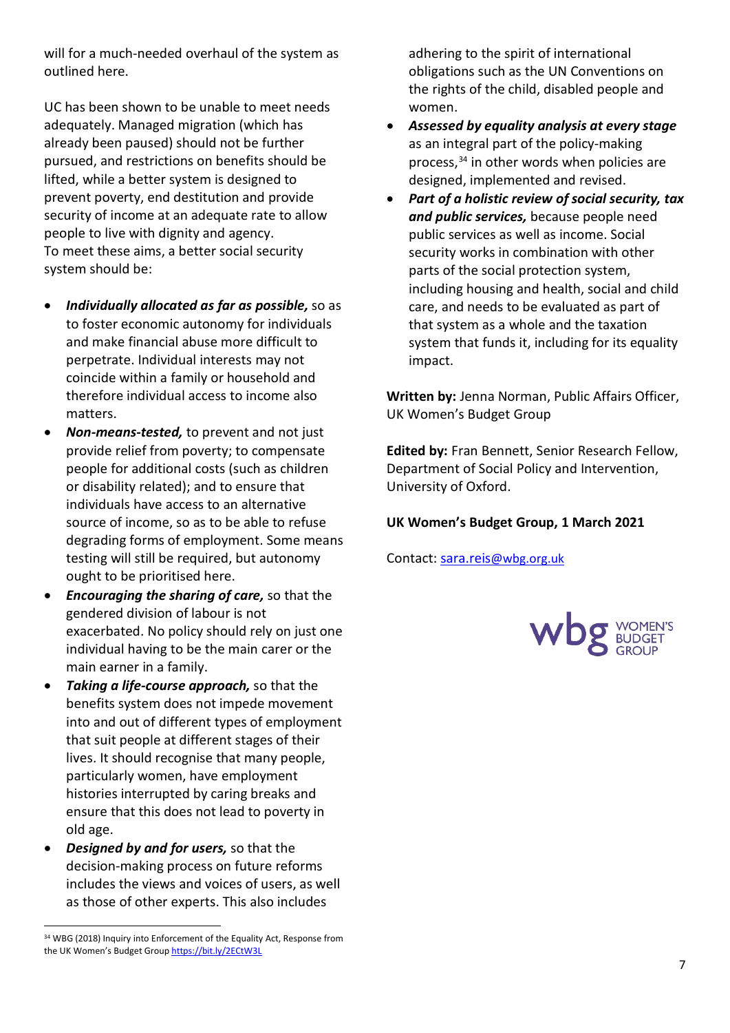will for a much-needed overhaul of the system as outlined here.

UC has been shown to be unable to meet needs adequately. Managed migration (which has already been paused) should not be further pursued, and restrictions on benefits should be lifted, while a better system is designed to prevent poverty, end destitution and provide security of income at an adequate rate to allow people to live with dignity and agency.
To meet these aims, a better social security system should be:

- ***Individually allocated as far as possible,*** so as to foster economic autonomy for individuals and make financial abuse more difficult to perpetrate. Individual interests may not coincide within a family or household and therefore individual access to income also matters.
- ***Non-means-tested,*** to prevent and not just provide relief from poverty; to compensate people for additional costs (such as children or disability related); and to ensure that individuals have access to an alternative source of income, so as to be able to refuse degrading forms of employment. Some means testing will still be required, but autonomy ought to be prioritised here.
- ***Encouraging the sharing of care,*** so that the gendered division of labour is not exacerbated. No policy should rely on just one individual having to be the main carer or the main earner in a family.
- ***Taking a life-course approach,*** so that the benefits system does not impede movement into and out of different types of employment that suit people at different stages of their lives. It should recognise that many people, particularly women, have employment histories interrupted by caring breaks and ensure that this does not lead to poverty in old age.
- ***Designed by and for users,*** so that the decision-making process on future reforms includes the views and voices of users, as well as those of other experts. This also includes adhering to the spirit of international obligations such as the UN Conventions on the rights of the child, disabled people and women.
- ***Assessed by equality analysis at every stage*** as an integral part of the policy-making process,[34] in other words when policies are designed, implemented and revised.
- ***Part of a holistic review of social security, tax and public services,*** because people need public services as well as income. Social security works in combination with other parts of the social protection system, including housing and health, social and child care, and needs to be evaluated as part of that system as a whole and the taxation system that funds it, including for its equality impact.

**Written by:** Jenna Norman, Public Affairs Officer, UK Women's Budget Group

**Edited by:** Fran Bennett, Senior Research Fellow, Department of Social Policy and Intervention, University of Oxford.

**UK Women's Budget Group, 1 March 2021**

Contact: sara.reis@wbg.org.uk

wbg WOMEN'S BUDGET GROUP

[34] WBG (2018) Inquiry into Enforcement of the Equality Act, Response from the UK Women's Budget Group https://bit.ly/2ECtW3L